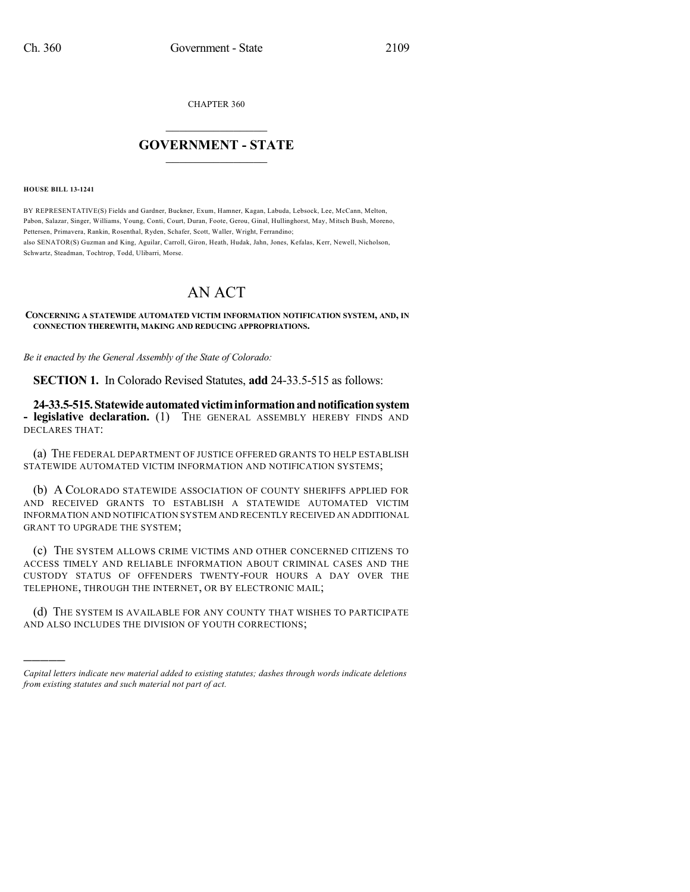CHAPTER 360

# GOVERNMENT - STATE

**HOUSE BILL 13-1241**

BY REPRESENTATIVE(S) Fields and Gardner, Buckner, Exum, Hamner, Kagan, Labuda, Lebsock, Lee, McCann, Melton, Pabon, Salazar, Singer, Williams, Young, Conti, Court, Duran, Foote, Gerou, Ginal, Hullinghorst, May, Mitsch Bush, Moreno, Pettersen, Primavera, Rankin, Rosenthal, Ryden, Schafer, Scott, Waller, Wright, Ferrandino;
also SENATOR(S) Guzman and King, Aguilar, Carroll, Giron, Heath, Hudak, Jahn, Jones, Kefalas, Kerr, Newell, Nicholson, Schwartz, Steadman, Tochtrop, Todd, Ulibarri, Morse.

# AN ACT

**CONCERNING A STATEWIDE AUTOMATED VICTIM INFORMATION NOTIFICATION SYSTEM, AND, IN CONNECTION THEREWITH, MAKING AND REDUCING APPROPRIATIONS.**

*Be it enacted by the General Assembly of the State of Colorado:*

**SECTION 1.** In Colorado Revised Statutes, **add** 24-33.5-515 as follows:

**24-33.5-515. Statewide automated victim information and notification system - legislative declaration.** (1) THE GENERAL ASSEMBLY HEREBY FINDS AND DECLARES THAT:

(a) THE FEDERAL DEPARTMENT OF JUSTICE OFFERED GRANTS TO HELP ESTABLISH STATEWIDE AUTOMATED VICTIM INFORMATION AND NOTIFICATION SYSTEMS;

(b) A COLORADO STATEWIDE ASSOCIATION OF COUNTY SHERIFFS APPLIED FOR AND RECEIVED GRANTS TO ESTABLISH A STATEWIDE AUTOMATED VICTIM INFORMATION AND NOTIFICATION SYSTEM AND RECENTLY RECEIVED AN ADDITIONAL GRANT TO UPGRADE THE SYSTEM;

(c) THE SYSTEM ALLOWS CRIME VICTIMS AND OTHER CONCERNED CITIZENS TO ACCESS TIMELY AND RELIABLE INFORMATION ABOUT CRIMINAL CASES AND THE CUSTODY STATUS OF OFFENDERS TWENTY-FOUR HOURS A DAY OVER THE TELEPHONE, THROUGH THE INTERNET, OR BY ELECTRONIC MAIL;

(d) THE SYSTEM IS AVAILABLE FOR ANY COUNTY THAT WISHES TO PARTICIPATE AND ALSO INCLUDES THE DIVISION OF YOUTH CORRECTIONS;

————

*Capital letters indicate new material added to existing statutes; dashes through words indicate deletions from existing statutes and such material not part of act.*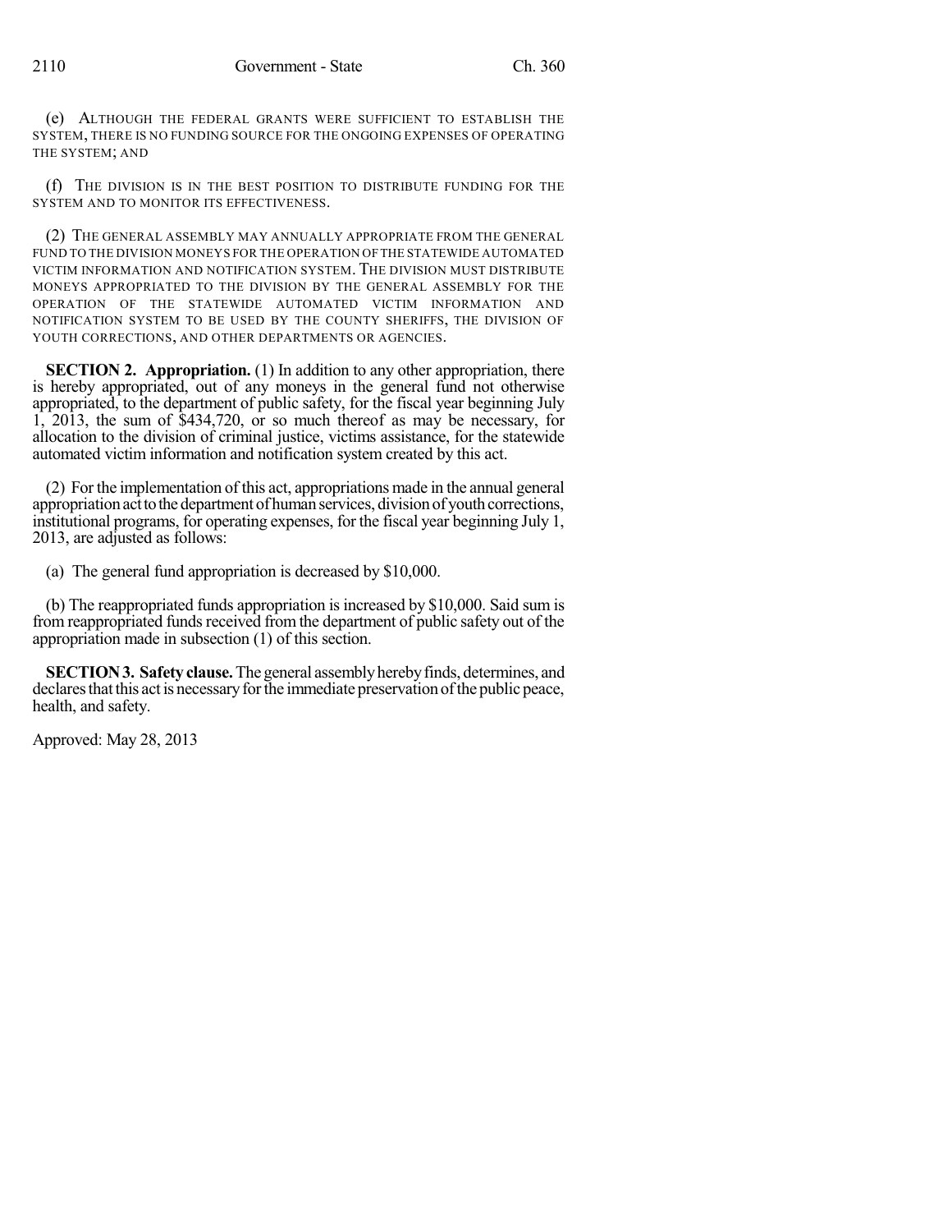(e) ALTHOUGH THE FEDERAL GRANTS WERE SUFFICIENT TO ESTABLISH THE SYSTEM, THERE IS NO FUNDING SOURCE FOR THE ONGOING EXPENSES OF OPERATING THE SYSTEM; AND

(f) THE DIVISION IS IN THE BEST POSITION TO DISTRIBUTE FUNDING FOR THE SYSTEM AND TO MONITOR ITS EFFECTIVENESS.

(2) THE GENERAL ASSEMBLY MAY ANNUALLY APPROPRIATE FROM THE GENERAL FUND TO THE DIVISION MONEYS FOR THE OPERATION OF THE STATEWIDE AUTOMATED VICTIM INFORMATION AND NOTIFICATION SYSTEM. THE DIVISION MUST DISTRIBUTE MONEYS APPROPRIATED TO THE DIVISION BY THE GENERAL ASSEMBLY FOR THE OPERATION OF THE STATEWIDE AUTOMATED VICTIM INFORMATION AND NOTIFICATION SYSTEM TO BE USED BY THE COUNTY SHERIFFS, THE DIVISION OF YOUTH CORRECTIONS, AND OTHER DEPARTMENTS OR AGENCIES.

**SECTION 2. Appropriation.** (1) In addition to any other appropriation, there is hereby appropriated, out of any moneys in the general fund not otherwise appropriated, to the department of public safety, for the fiscal year beginning July 1, 2013, the sum of $434,720, or so much thereof as may be necessary, for allocation to the division of criminal justice, victims assistance, for the statewide automated victim information and notification system created by this act.

(2) For the implementation of this act, appropriations made in the annual general appropriation act to the department of human services, division of youth corrections, institutional programs, for operating expenses, for the fiscal year beginning July 1, 2013, are adjusted as follows:

(a) The general fund appropriation is decreased by $10,000.

(b) The reappropriated funds appropriation is increased by $10,000. Said sum is from reappropriated funds received from the department of public safety out of the appropriation made in subsection (1) of this section.

**SECTION 3. Safety clause.** The general assembly hereby finds, determines, and declares that this act is necessary for the immediate preservation of the public peace, health, and safety.

Approved: May 28, 2013